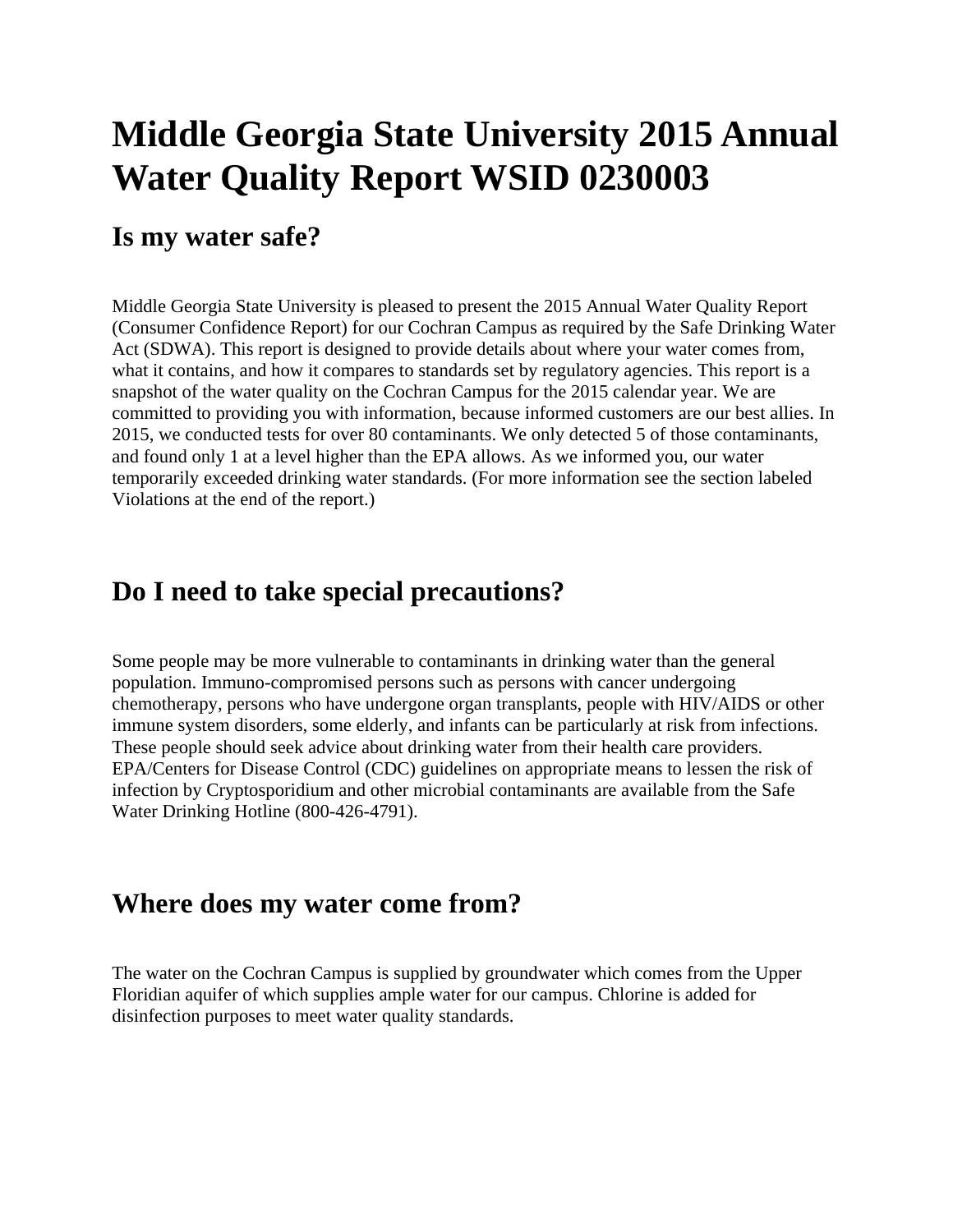# Middle Georgia State University 2015 Annual Water Quality Report WSID 0230003

## Is my water safe?

Middle Georgia State University is pleased to present the 2015 Annual Water Quality Report (Consumer Confidence Report) for our Cochran Campus as required by the Safe Drinking Water Act (SDWA). This report is designed to provide details about where your water comes from, what it contains, and how it compares to standards set by regulatory agencies. This report is a snapshot of the water quality on the Cochran Campus for the 2015 calendar year. We are committed to providing you with information, because informed customers are our best allies. In 2015, we conducted tests for over 80 contaminants. We only detected 5 of those contaminants, and found only 1 at a level higher than the EPA allows. As we informed you, our water temporarily exceeded drinking water standards. (For more information see the section labeled Violations at the end of the report.)

## Do I need to take special precautions?

Some people may be more vulnerable to contaminants in drinking water than the general population. Immuno-compromised persons such as persons with cancer undergoing chemotherapy, persons who have undergone organ transplants, people with HIV/AIDS or other immune system disorders, some elderly, and infants can be particularly at risk from infections. These people should seek advice about drinking water from their health care providers. EPA/Centers for Disease Control (CDC) guidelines on appropriate means to lessen the risk of infection by Cryptosporidium and other microbial contaminants are available from the Safe Water Drinking Hotline (800-426-4791).

## Where does my water come from?

The water on the Cochran Campus is supplied by groundwater which comes from the Upper Floridian aquifer of which supplies ample water for our campus. Chlorine is added for disinfection purposes to meet water quality standards.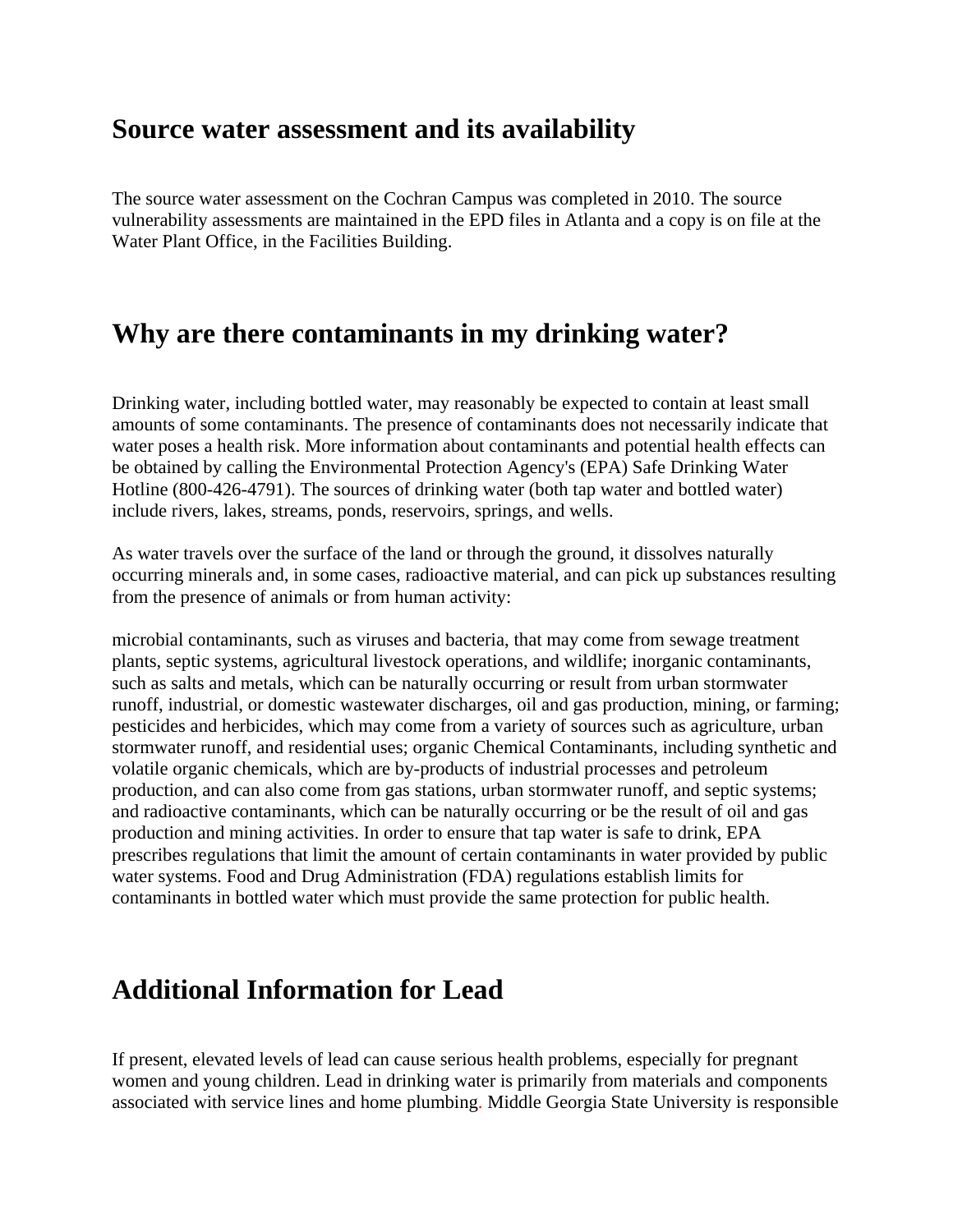## Source water assessment and its availability

The source water assessment on the Cochran Campus was completed in 2010. The source vulnerability assessments are maintained in the EPD files in Atlanta and a copy is on file at the Water Plant Office, in the Facilities Building.

## Why are there contaminants in my drinking water?

Drinking water, including bottled water, may reasonably be expected to contain at least small amounts of some contaminants. The presence of contaminants does not necessarily indicate that water poses a health risk. More information about contaminants and potential health effects can be obtained by calling the Environmental Protection Agency's (EPA) Safe Drinking Water Hotline (800-426-4791). The sources of drinking water (both tap water and bottled water) include rivers, lakes, streams, ponds, reservoirs, springs, and wells.

As water travels over the surface of the land or through the ground, it dissolves naturally occurring minerals and, in some cases, radioactive material, and can pick up substances resulting from the presence of animals or from human activity:

microbial contaminants, such as viruses and bacteria, that may come from sewage treatment plants, septic systems, agricultural livestock operations, and wildlife; inorganic contaminants, such as salts and metals, which can be naturally occurring or result from urban stormwater runoff, industrial, or domestic wastewater discharges, oil and gas production, mining, or farming; pesticides and herbicides, which may come from a variety of sources such as agriculture, urban stormwater runoff, and residential uses; organic Chemical Contaminants, including synthetic and volatile organic chemicals, which are by-products of industrial processes and petroleum production, and can also come from gas stations, urban stormwater runoff, and septic systems; and radioactive contaminants, which can be naturally occurring or be the result of oil and gas production and mining activities. In order to ensure that tap water is safe to drink, EPA prescribes regulations that limit the amount of certain contaminants in water provided by public water systems. Food and Drug Administration (FDA) regulations establish limits for contaminants in bottled water which must provide the same protection for public health.

## Additional Information for Lead

If present, elevated levels of lead can cause serious health problems, especially for pregnant women and young children. Lead in drinking water is primarily from materials and components associated with service lines and home plumbing. Middle Georgia State University is responsible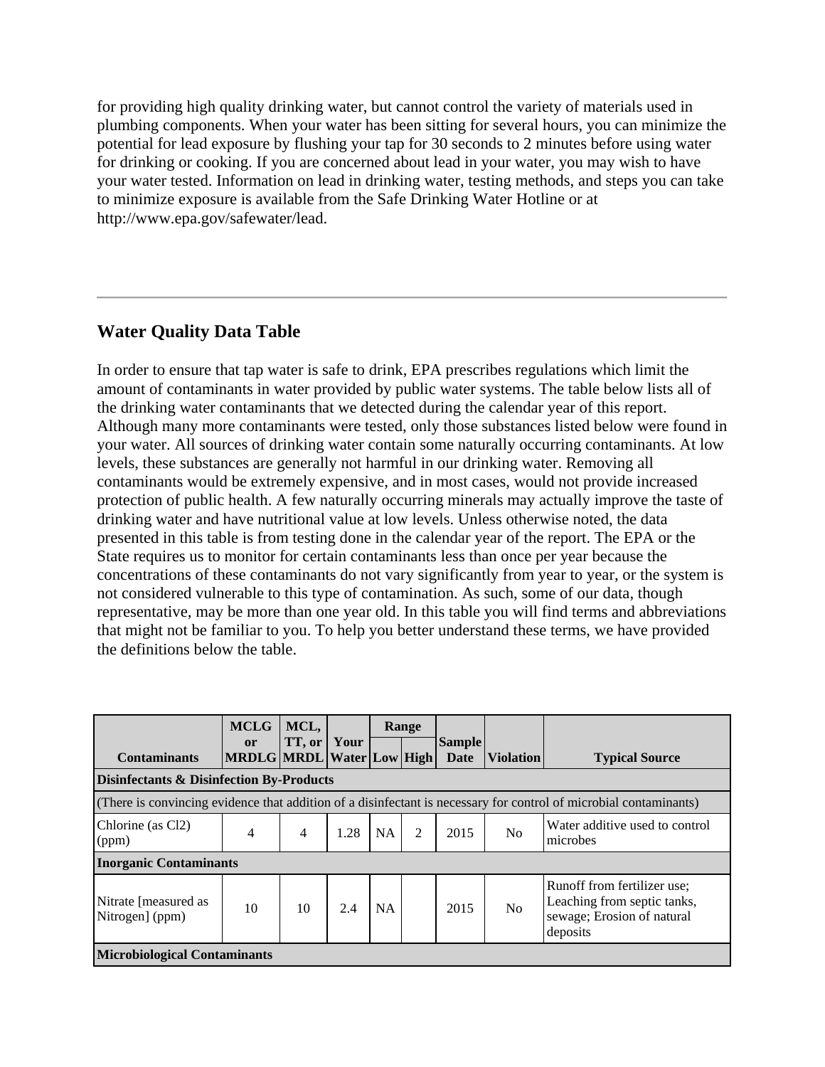for providing high quality drinking water, but cannot control the variety of materials used in plumbing components. When your water has been sitting for several hours, you can minimize the potential for lead exposure by flushing your tap for 30 seconds to 2 minutes before using water for drinking or cooking. If you are concerned about lead in your water, you may wish to have your water tested. Information on lead in drinking water, testing methods, and steps you can take to minimize exposure is available from the Safe Drinking Water Hotline or at http://www.epa.gov/safewater/lead.

---

## Water Quality Data Table

In order to ensure that tap water is safe to drink, EPA prescribes regulations which limit the amount of contaminants in water provided by public water systems. The table below lists all of the drinking water contaminants that we detected during the calendar year of this report. Although many more contaminants were tested, only those substances listed below were found in your water. All sources of drinking water contain some naturally occurring contaminants. At low levels, these substances are generally not harmful in our drinking water. Removing all contaminants would be extremely expensive, and in most cases, would not provide increased protection of public health. A few naturally occurring minerals may actually improve the taste of drinking water and have nutritional value at low levels. Unless otherwise noted, the data presented in this table is from testing done in the calendar year of the report. The EPA or the State requires us to monitor for certain contaminants less than once per year because the concentrations of these contaminants do not vary significantly from year to year, or the system is not considered vulnerable to this type of contamination. As such, some of our data, though representative, may be more than one year old. In this table you will find terms and abbreviations that might not be familiar to you. To help you better understand these terms, we have provided the definitions below the table.

| Contaminants | MCLG or MRDLG | MCL, TT, or MRDL | Your Water | Range | | Sample Date | Violation | Typical Source |
|---|---|---|---|---|---|---|---|---|
| | | | | Low | High | | | |
| **Disinfectants & Disinfection By-Products** | | | | | | | | |
| (There is convincing evidence that addition of a disinfectant is necessary for control of microbial contaminants) | | | | | | | | |
| Chlorine (as Cl2) (ppm) | 4 | 4 | 1.28 | NA | 2 | 2015 | No | Water additive used to control microbes |
| **Inorganic Contaminants** | | | | | | | | |
| Nitrate [measured as Nitrogen] (ppm) | 10 | 10 | 2.4 | NA | | 2015 | No | Runoff from fertilizer use; Leaching from septic tanks, sewage; Erosion of natural deposits |
| **Microbiological Contaminants** | | | | | | | | |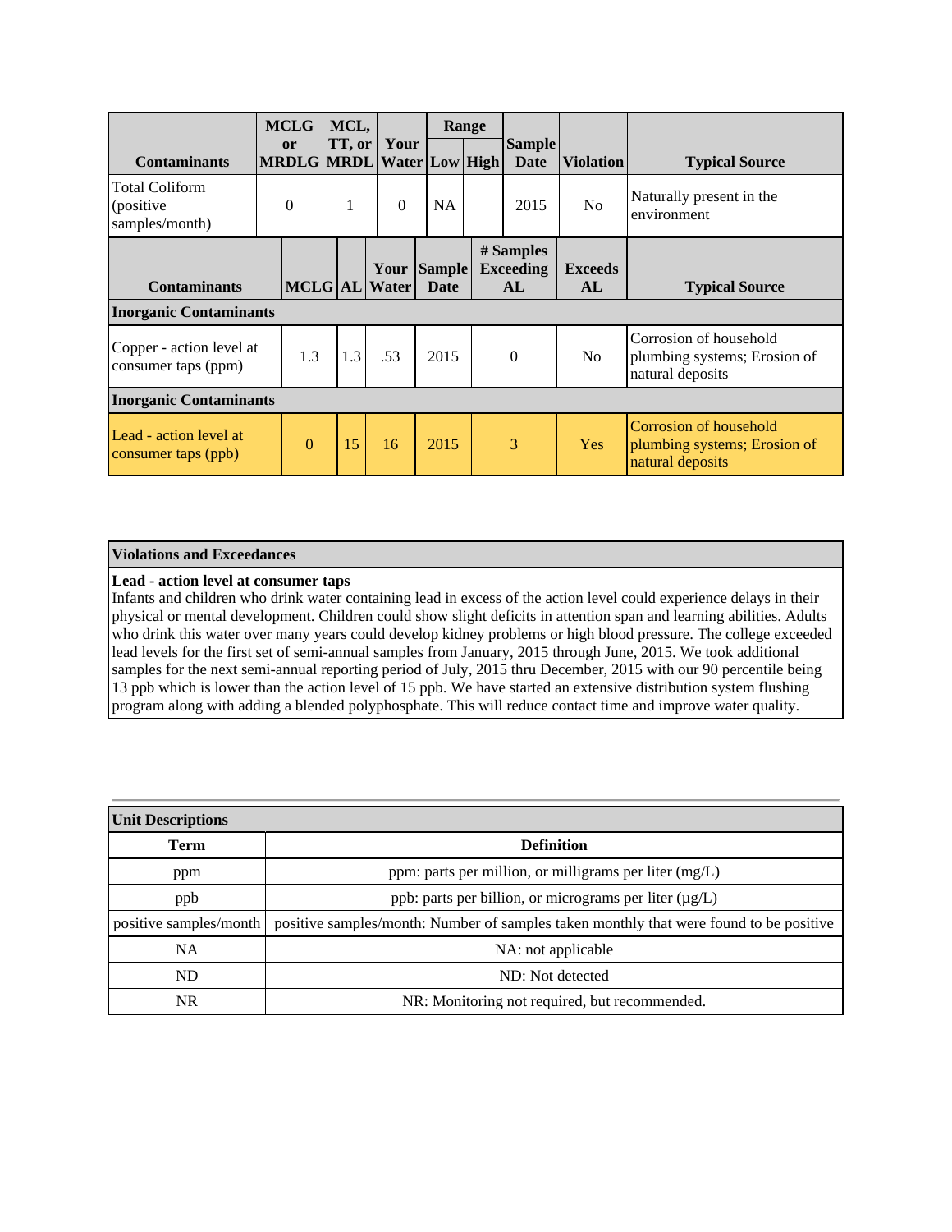| Contaminants | MCLG or MRDLG | MCL, TT, or MRDL | Your Water | Range Low | Range High | Sample Date | Violation | Typical Source |
|---|---|---|---|---|---|---|---|---|
| Total Coliform (positive samples/month) | 0 | 1 | 0 | NA | | 2015 | No | Naturally present in the environment |

| Contaminants | MCLG | AL | Your Water | Sample Date | # Samples Exceeding AL | Exceeds AL | Typical Source |
|---|---|---|---|---|---|---|---|
| **Inorganic Contaminants** | | | | | | | |
| Copper - action level at consumer taps (ppm) | 1.3 | 1.3 | .53 | 2015 | 0 | No | Corrosion of household plumbing systems; Erosion of natural deposits |
| **Inorganic Contaminants** | | | | | | | |
| Lead - action level at consumer taps (ppb) | 0 | 15 | 16 | 2015 | 3 | Yes | Corrosion of household plumbing systems; Erosion of natural deposits |

**Violations and Exceedances**

**Lead - action level at consumer taps**

Infants and children who drink water containing lead in excess of the action level could experience delays in their physical or mental development. Children could show slight deficits in attention span and learning abilities. Adults who drink this water over many years could develop kidney problems or high blood pressure. The college exceeded lead levels for the first set of semi-annual samples from January, 2015 through June, 2015. We took additional samples for the next semi-annual reporting period of July, 2015 thru December, 2015 with our 90 percentile being 13 ppb which is lower than the action level of 15 ppb. We have started an extensive distribution system flushing program along with adding a blended polyphosphate. This will reduce contact time and improve water quality.

**Unit Descriptions**

| Term | Definition |
|---|---|
| ppm | ppm: parts per million, or milligrams per liter (mg/L) |
| ppb | ppb: parts per billion, or micrograms per liter (µg/L) |
| positive samples/month | positive samples/month: Number of samples taken monthly that were found to be positive |
| NA | NA: not applicable |
| ND | ND: Not detected |
| NR | NR: Monitoring not required, but recommended. |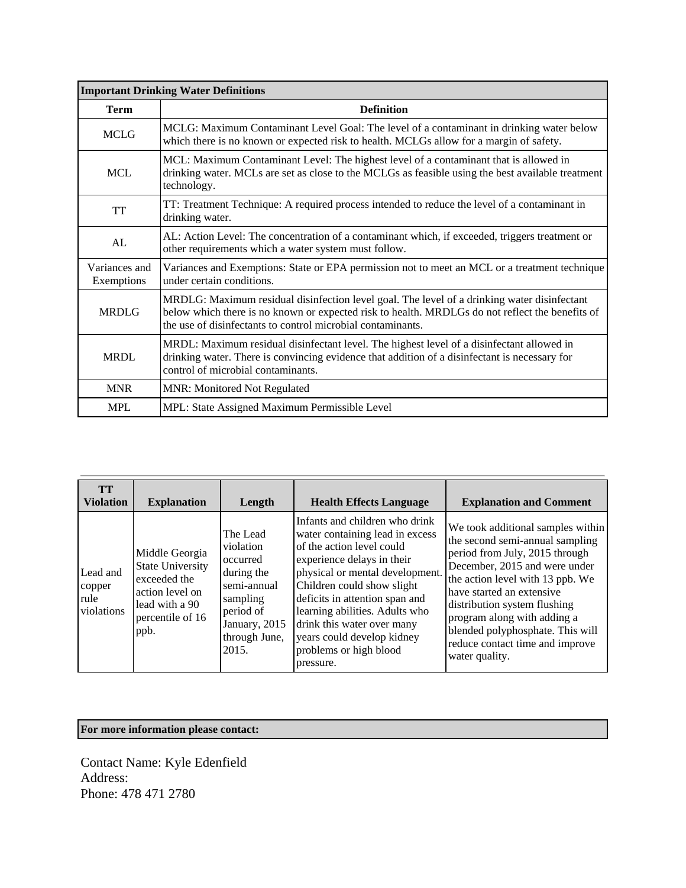| Important Drinking Water Definitions | |
|---|---|
| **Term** | **Definition** |
| MCLG | MCLG: Maximum Contaminant Level Goal: The level of a contaminant in drinking water below which there is no known or expected risk to health. MCLGs allow for a margin of safety. |
| MCL | MCL: Maximum Contaminant Level: The highest level of a contaminant that is allowed in drinking water. MCLs are set as close to the MCLGs as feasible using the best available treatment technology. |
| TT | TT: Treatment Technique: A required process intended to reduce the level of a contaminant in drinking water. |
| AL | AL: Action Level: The concentration of a contaminant which, if exceeded, triggers treatment or other requirements which a water system must follow. |
| Variances and Exemptions | Variances and Exemptions: State or EPA permission not to meet an MCL or a treatment technique under certain conditions. |
| MRDLG | MRDLG: Maximum residual disinfection level goal. The level of a drinking water disinfectant below which there is no known or expected risk to health. MRDLGs do not reflect the benefits of the use of disinfectants to control microbial contaminants. |
| MRDL | MRDL: Maximum residual disinfectant level. The highest level of a disinfectant allowed in drinking water. There is convincing evidence that addition of a disinfectant is necessary for control of microbial contaminants. |
| MNR | MNR: Monitored Not Regulated |
| MPL | MPL: State Assigned Maximum Permissible Level |

| TT Violation | Explanation | Length | Health Effects Language | Explanation and Comment |
|---|---|---|---|---|
| Lead and copper rule violations | Middle Georgia State University exceeded the action level on lead with a 90 percentile of 16 ppb. | The Lead violation occurred during the semi-annual sampling period of January, 2015 through June, 2015. | Infants and children who drink water containing lead in excess of the action level could experience delays in their physical or mental development. Children could show slight deficits in attention span and learning abilities. Adults who drink this water over many years could develop kidney problems or high blood pressure. | We took additional samples within the second semi-annual sampling period from July, 2015 through December, 2015 and were under the action level with 13 ppb. We have started an extensive distribution system flushing program along with adding a blended polyphosphate. This will reduce contact time and improve water quality. |

**For more information please contact:**

Contact Name: Kyle Edenfield
Address:
Phone: 478 471 2780